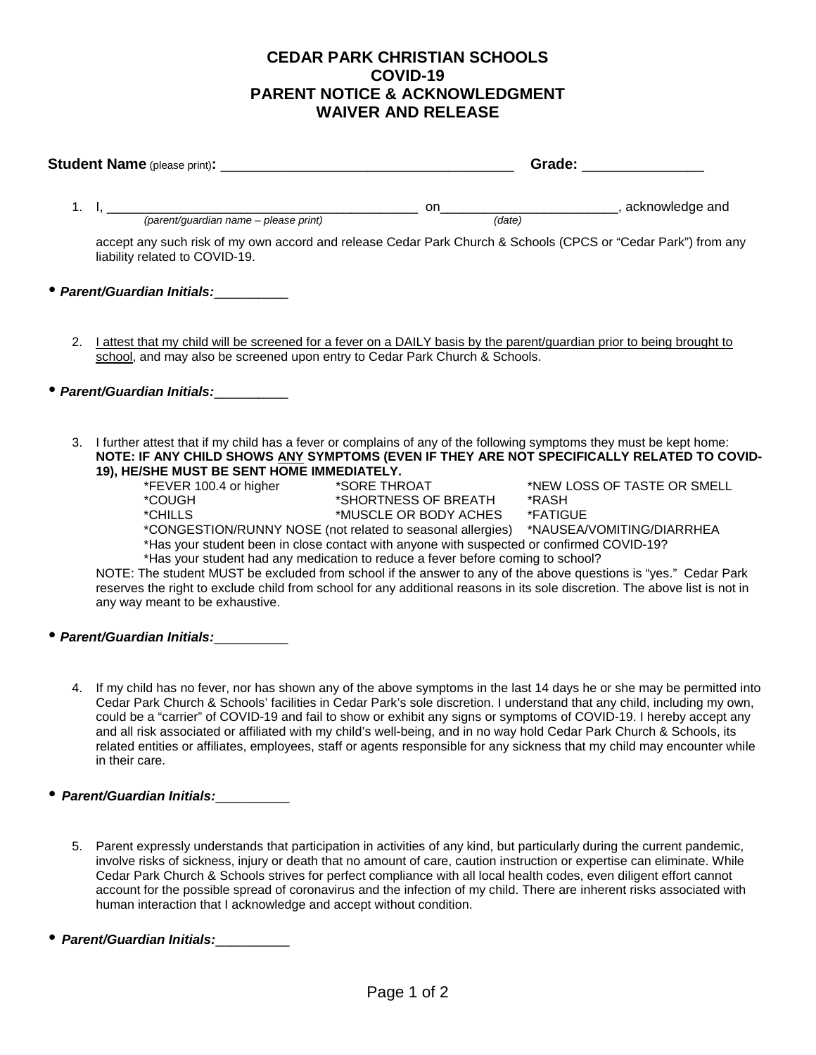# CEDAR PARK CHRISTIAN SCHOOLS
# COVID-19
# PARENT NOTICE & ACKNOWLEDGMENT
# WAIVER AND RELEASE

**Student Name** (please print)**:** ______________________________________ **Grade:** _______________

1. I, __________________________________________ on________________________, acknowledge and
   *(parent/guardian name – please print)* *(date)*

   accept any such risk of my own accord and release Cedar Park Church & Schools (CPCS or "Cedar Park") from any liability related to COVID-19.

- ***Parent/Guardian Initials:***__________

2. <u>I attest that my child will be screened for a fever on a DAILY basis by the parent/guardian prior to being brought to school</u>, and may also be screened upon entry to Cedar Park Church & Schools.

- ***Parent/Guardian Initials:***__________

3. I further attest that if my child has a fever or complains of any of the following symptoms they must be kept home:
   **NOTE: IF ANY CHILD SHOWS <u>ANY</u> SYMPTOMS (EVEN IF THEY ARE NOT SPECIFICALLY RELATED TO COVID-19), HE/SHE MUST BE SENT HOME IMMEDIATELY.**

   *FEVER 100.4 or higher *SORE THROAT *NEW LOSS OF TASTE OR SMELL
   *COUGH *SHORTNESS OF BREATH *RASH
   *CHILLS *MUSCLE OR BODY ACHES *FATIGUE
   *CONGESTION/RUNNY NOSE (not related to seasonal allergies) *NAUSEA/VOMITING/DIARRHEA
   *Has your student been in close contact with anyone with suspected or confirmed COVID-19?
   *Has your student had any medication to reduce a fever before coming to school?

   NOTE: The student MUST be excluded from school if the answer to any of the above questions is "yes." Cedar Park reserves the right to exclude child from school for any additional reasons in its sole discretion. The above list is not in any way meant to be exhaustive.

- ***Parent/Guardian Initials:***__________

4. If my child has no fever, nor has shown any of the above symptoms in the last 14 days he or she may be permitted into Cedar Park Church & Schools' facilities in Cedar Park's sole discretion. I understand that any child, including my own, could be a "carrier" of COVID-19 and fail to show or exhibit any signs or symptoms of COVID-19. I hereby accept any and all risk associated or affiliated with my child's well-being, and in no way hold Cedar Park Church & Schools, its related entities or affiliates, employees, staff or agents responsible for any sickness that my child may encounter while in their care.

- ***Parent/Guardian Initials:***__________

5. Parent expressly understands that participation in activities of any kind, but particularly during the current pandemic, involve risks of sickness, injury or death that no amount of care, caution instruction or expertise can eliminate. While Cedar Park Church & Schools strives for perfect compliance with all local health codes, even diligent effort cannot account for the possible spread of coronavirus and the infection of my child. There are inherent risks associated with human interaction that I acknowledge and accept without condition.

- ***Parent/Guardian Initials:***__________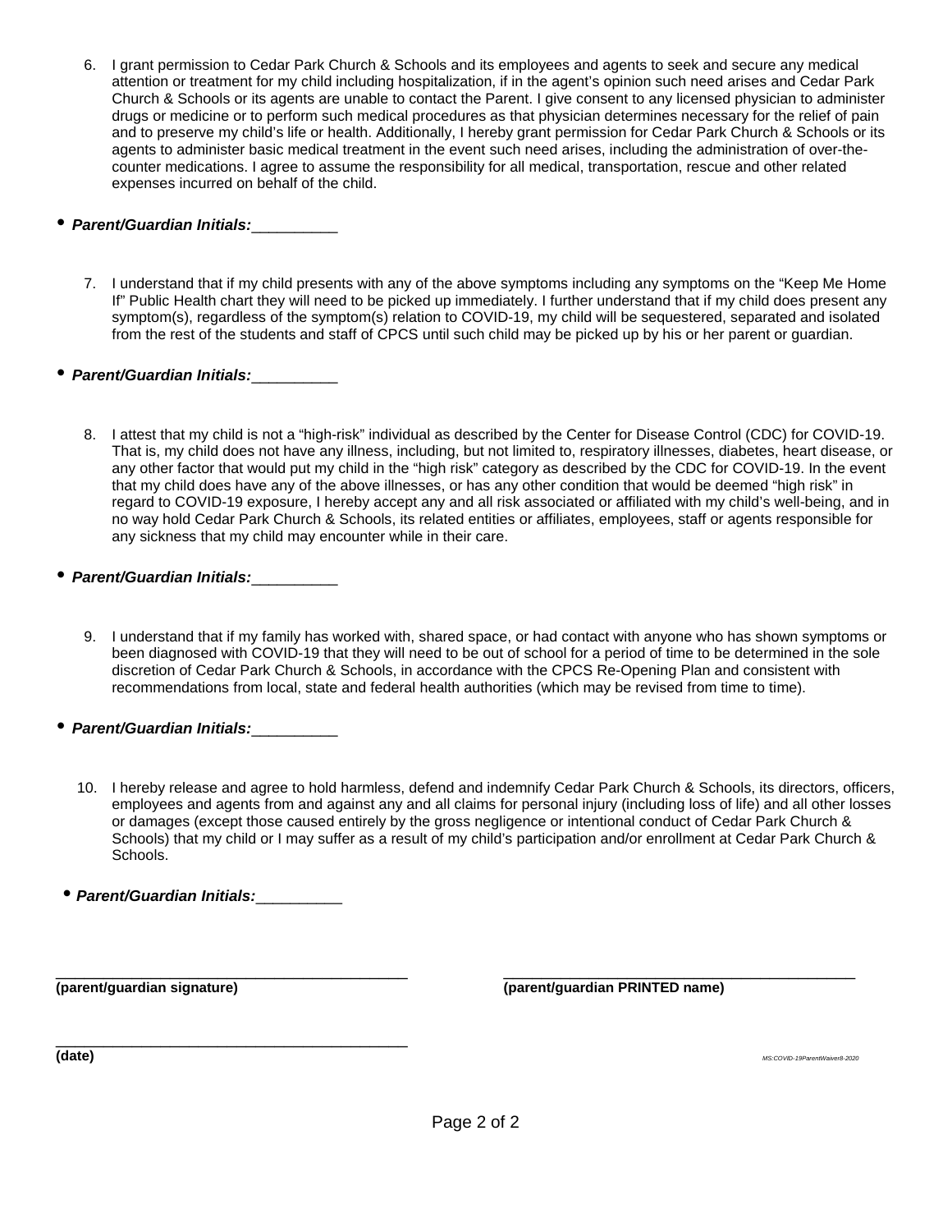6. I grant permission to Cedar Park Church & Schools and its employees and agents to seek and secure any medical attention or treatment for my child including hospitalization, if in the agent's opinion such need arises and Cedar Park Church & Schools or its agents are unable to contact the Parent. I give consent to any licensed physician to administer drugs or medicine or to perform such medical procedures as that physician determines necessary for the relief of pain and to preserve my child's life or health. Additionally, I hereby grant permission for Cedar Park Church & Schools or its agents to administer basic medical treatment in the event such need arises, including the administration of over-the-counter medications. I agree to assume the responsibility for all medical, transportation, rescue and other related expenses incurred on behalf of the child.

- ***Parent/Guardian Initials:***__________

7. I understand that if my child presents with any of the above symptoms including any symptoms on the "Keep Me Home If" Public Health chart they will need to be picked up immediately. I further understand that if my child does present any symptom(s), regardless of the symptom(s) relation to COVID-19, my child will be sequestered, separated and isolated from the rest of the students and staff of CPCS until such child may be picked up by his or her parent or guardian.

- ***Parent/Guardian Initials:***__________

8. I attest that my child is not a "high-risk" individual as described by the Center for Disease Control (CDC) for COVID-19. That is, my child does not have any illness, including, but not limited to, respiratory illnesses, diabetes, heart disease, or any other factor that would put my child in the "high risk" category as described by the CDC for COVID-19. In the event that my child does have any of the above illnesses, or has any other condition that would be deemed "high risk" in regard to COVID-19 exposure, I hereby accept any and all risk associated or affiliated with my child's well-being, and in no way hold Cedar Park Church & Schools, its related entities or affiliates, employees, staff or agents responsible for any sickness that my child may encounter while in their care.

- ***Parent/Guardian Initials:***__________

9. I understand that if my family has worked with, shared space, or had contact with anyone who has shown symptoms or been diagnosed with COVID-19 that they will need to be out of school for a period of time to be determined in the sole discretion of Cedar Park Church & Schools, in accordance with the CPCS Re-Opening Plan and consistent with recommendations from local, state and federal health authorities (which may be revised from time to time).

- ***Parent/Guardian Initials:***__________

10. I hereby release and agree to hold harmless, defend and indemnify Cedar Park Church & Schools, its directors, officers, employees and agents from and against any and all claims for personal injury (including loss of life) and all other losses or damages (except those caused entirely by the gross negligence or intentional conduct of Cedar Park Church & Schools) that my child or I may suffer as a result of my child's participation and/or enrollment at Cedar Park Church & Schools.

- ***Parent/Guardian Initials:***__________

_____________________________________________ **(parent/guardian signature)**

_____________________________________________ **(parent/guardian PRINTED name)**

_____________________________________________ **(date)**

*MS:COVID-19ParentWaiver8-2020*